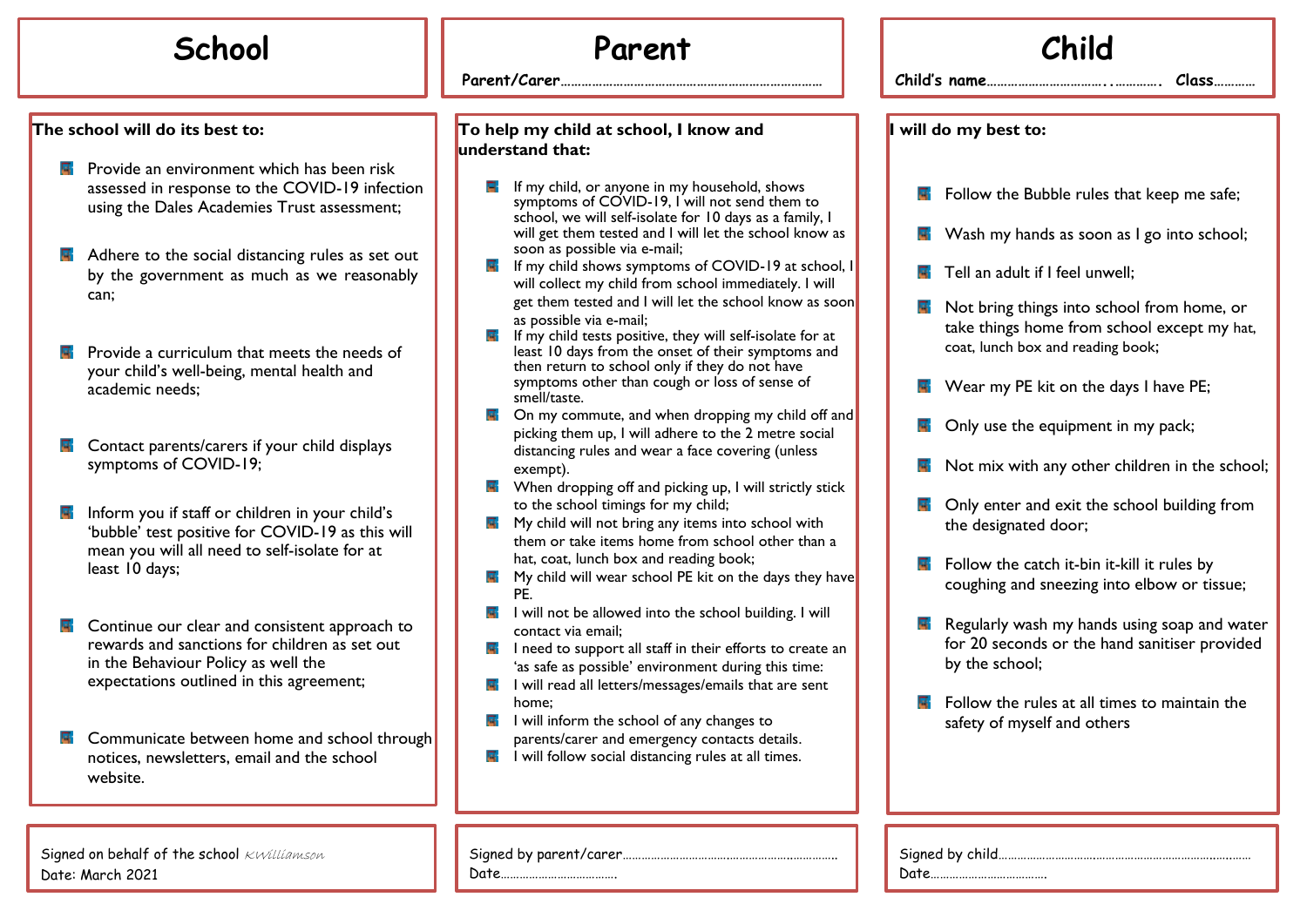## School

**The school will do its best to:**

- Provide an environment which has been risk assessed in response to the COVID-19 infection using the Dales Academies Trust assessment;
- Adhere to the social distancing rules as set out by the government as much as we reasonably can;
- Provide a curriculum that meets the needs of your child's well-being, mental health and academic needs;
- Contact parents/carers if your child displays symptoms of COVID-19;
- Inform you if staff or children in your child's 'bubble' test positive for COVID-19 as this will mean you will all need to self-isolate for at least 10 days;
- Continue our clear and consistent approach to rewards and sanctions for children as set out in the Behaviour Policy as well the expectations outlined in this agreement;
- Communicate between home and school through notices, newsletters, email and the school website.

Signed on behalf of the school *KWilliamson*
Date: March 2021

## Parent

Parent/Carer…………………………………………………………

**To help my child at school, I know and understand that:**

- If my child, or anyone in my household, shows symptoms of COVID-19, I will not send them to school, we will self-isolate for 10 days as a family, I will get them tested and I will let the school know as soon as possible via e-mail;
- If my child shows symptoms of COVID-19 at school, I will collect my child from school immediately. I will get them tested and I will let the school know as soon as possible via e-mail;
- If my child tests positive, they will self-isolate for at least 10 days from the onset of their symptoms and then return to school only if they do not have symptoms other than cough or loss of sense of smell/taste.
- On my commute, and when dropping my child off and picking them up, I will adhere to the 2 metre social distancing rules and wear a face covering (unless exempt).
- When dropping off and picking up, I will strictly stick to the school timings for my child;
- My child will not bring any items into school with them or take items home from school other than a hat, coat, lunch box and reading book;
- My child will wear school PE kit on the days they have PE.
- I will not be allowed into the school building. I will contact via email;
- I need to support all staff in their efforts to create an 'as safe as possible' environment during this time:
- I will read all letters/messages/emails that are sent home;
- I will inform the school of any changes to parents/carer and emergency contacts details.
- I will follow social distancing rules at all times.

Signed by parent/carer……………………………………………………
Date………………………………

## Child

Child's name…………………………………. Class…………

**I will do my best to:**

- Follow the Bubble rules that keep me safe;
- Wash my hands as soon as I go into school;
- Tell an adult if I feel unwell;
- Not bring things into school from home, or take things home from school except my hat, coat, lunch box and reading book;
- Wear my PE kit on the days I have PE;
- Only use the equipment in my pack;
- Not mix with any other children in the school;
- Only enter and exit the school building from the designated door;
- Follow the catch it-bin it-kill it rules by coughing and sneezing into elbow or tissue;
- Regularly wash my hands using soap and water for 20 seconds or the hand sanitiser provided by the school;
- Follow the rules at all times to maintain the safety of myself and others

Signed by child…………………………………………………………………
Date………………………………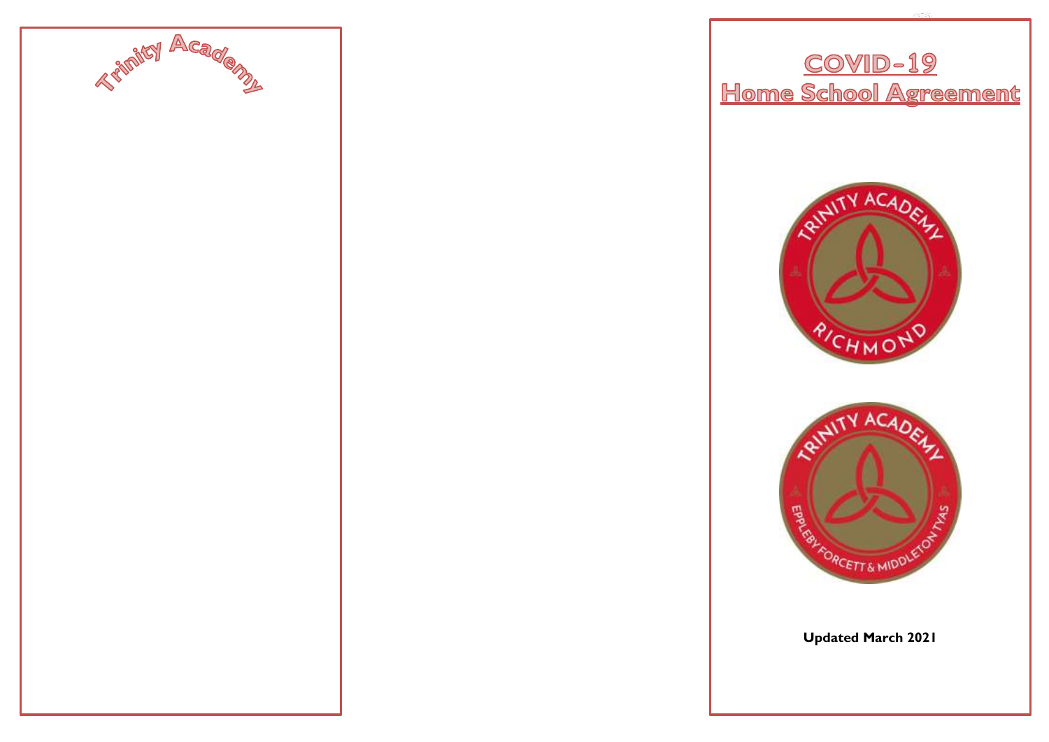Trinity Academy

# COVID-19 Home School Agreement

**Updated March 2021**